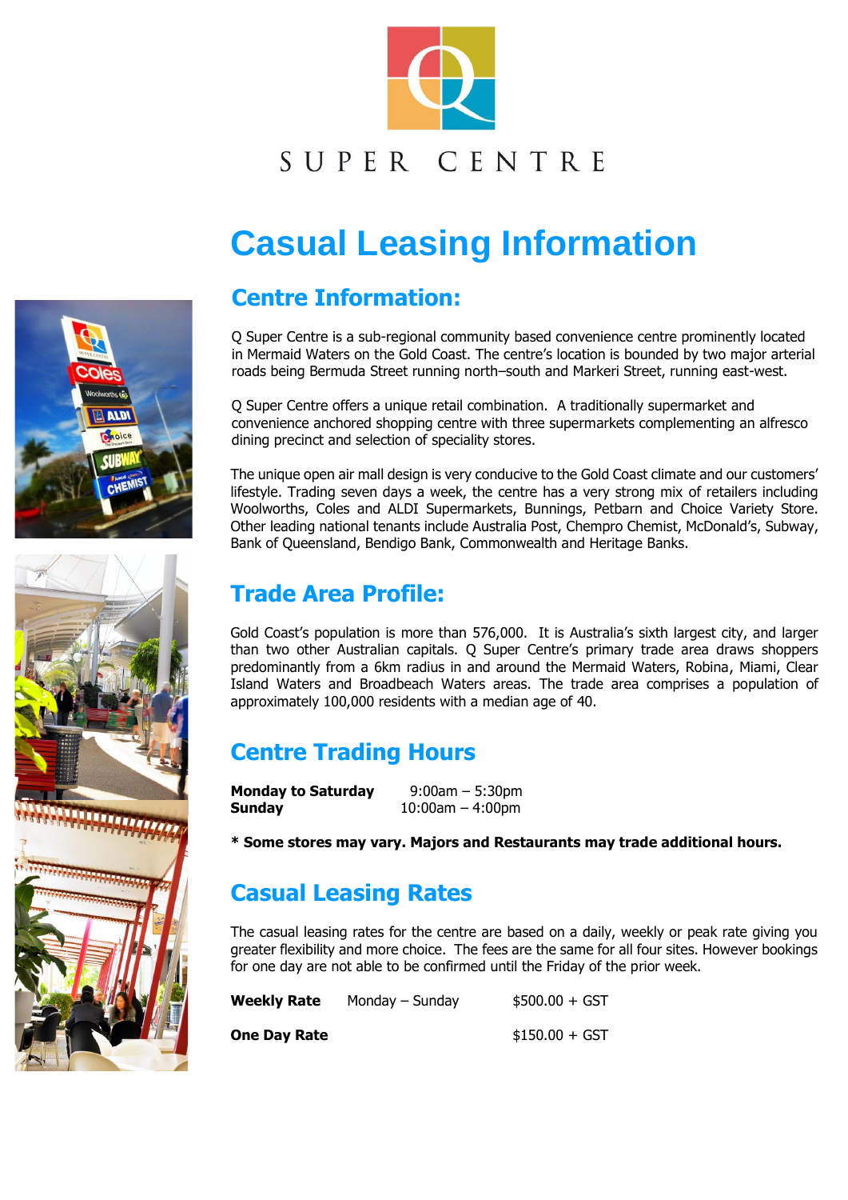SUPER CENTRE

# Casual Leasing Information

## Centre Information:

Q Super Centre is a sub-regional community based convenience centre prominently located in Mermaid Waters on the Gold Coast. The centre's location is bounded by two major arterial roads being Bermuda Street running north–south and Markeri Street, running east-west.

Q Super Centre offers a unique retail combination. A traditionally supermarket and convenience anchored shopping centre with three supermarkets complementing an alfresco dining precinct and selection of speciality stores.

The unique open air mall design is very conducive to the Gold Coast climate and our customers' lifestyle. Trading seven days a week, the centre has a very strong mix of retailers including Woolworths, Coles and ALDI Supermarkets, Bunnings, Petbarn and Choice Variety Store. Other leading national tenants include Australia Post, Chempro Chemist, McDonald's, Subway, Bank of Queensland, Bendigo Bank, Commonwealth and Heritage Banks.

## Trade Area Profile:

Gold Coast's population is more than 576,000. It is Australia's sixth largest city, and larger than two other Australian capitals. Q Super Centre's primary trade area draws shoppers predominantly from a 6km radius in and around the Mermaid Waters, Robina, Miami, Clear Island Waters and Broadbeach Waters areas. The trade area comprises a population of approximately 100,000 residents with a median age of 40.

## Centre Trading Hours

| | |
|---|---|
| **Monday to Saturday** | 9:00am – 5:30pm |
| **Sunday** | 10:00am – 4:00pm |

**\* Some stores may vary. Majors and Restaurants may trade additional hours.**

## Casual Leasing Rates

The casual leasing rates for the centre are based on a daily, weekly or peak rate giving you greater flexibility and more choice. The fees are the same for all four sites. However bookings for one day are not able to be confirmed until the Friday of the prior week.

| | | |
|---|---|---|
| **Weekly Rate** | Monday – Sunday | $500.00 + GST |
| **One Day Rate** | | $150.00 + GST |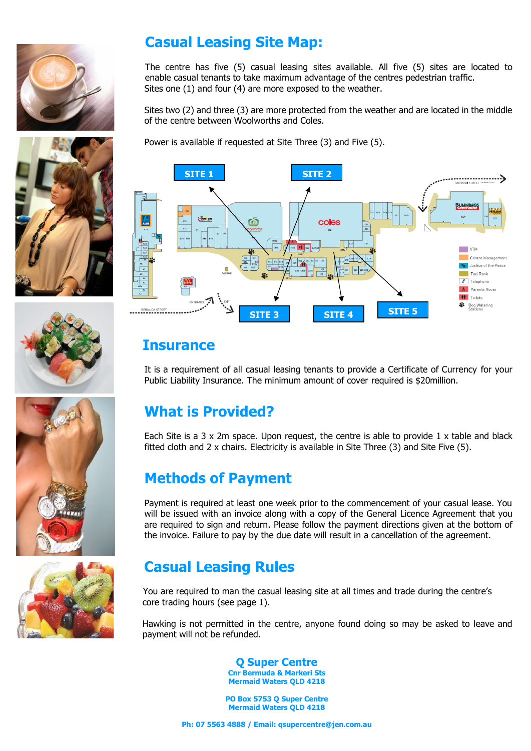## Casual Leasing Site Map:

The centre has five (5) casual leasing sites available. All five (5) sites are located to enable casual tenants to take maximum advantage of the centres pedestrian traffic. Sites one (1) and four (4) are more exposed to the weather.

Sites two (2) and three (3) are more protected from the weather and are located in the middle of the centre between Woolworths and Coles.

Power is available if requested at Site Three (3) and Five (5).

SITE 1
SITE 2
SITE 3
SITE 4
SITE 5

MARKERI STREET
BERMUDA STREET
ENTRANCE
EXIT
TAXI RANK

ATM
Centre Management
Justice of the Peace
Taxi Rank
Telephone
Parents Room
Toilets
Dog Watering Stations

## Insurance

It is a requirement of all casual leasing tenants to provide a Certificate of Currency for your Public Liability Insurance. The minimum amount of cover required is $20million.

## What is Provided?

Each Site is a 3 x 2m space. Upon request, the centre is able to provide 1 x table and black fitted cloth and 2 x chairs. Electricity is available in Site Three (3) and Site Five (5).

## Methods of Payment

Payment is required at least one week prior to the commencement of your casual lease. You will be issued with an invoice along with a copy of the General Licence Agreement that you are required to sign and return. Please follow the payment directions given at the bottom of the invoice. Failure to pay by the due date will result in a cancellation of the agreement.

## Casual Leasing Rules

You are required to man the casual leasing site at all times and trade during the centre's core trading hours (see page 1).

Hawking is not permitted in the centre, anyone found doing so may be asked to leave and payment will not be refunded.

**Q Super Centre**
**Cnr Bermuda & Markeri Sts**
**Mermaid Waters QLD 4218**

**PO Box 5753 Q Super Centre**
**Mermaid Waters QLD 4218**

**Ph: 07 5563 4888 / Email: qsupercentre@jen.com.au**